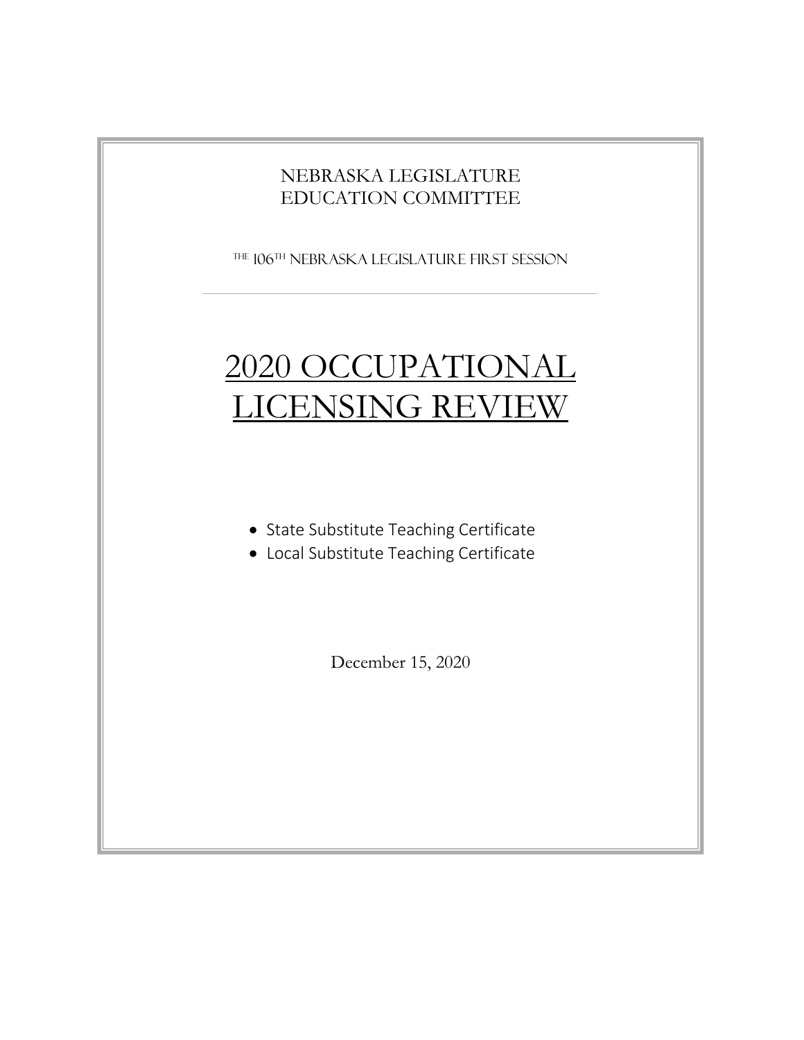Nebraska Legislature
Education Committee

The 106th Nebraska Legislature First Session

---

# 2020 Occupational Licensing Review

- State Substitute Teaching Certificate
- Local Substitute Teaching Certificate

December 15, 2020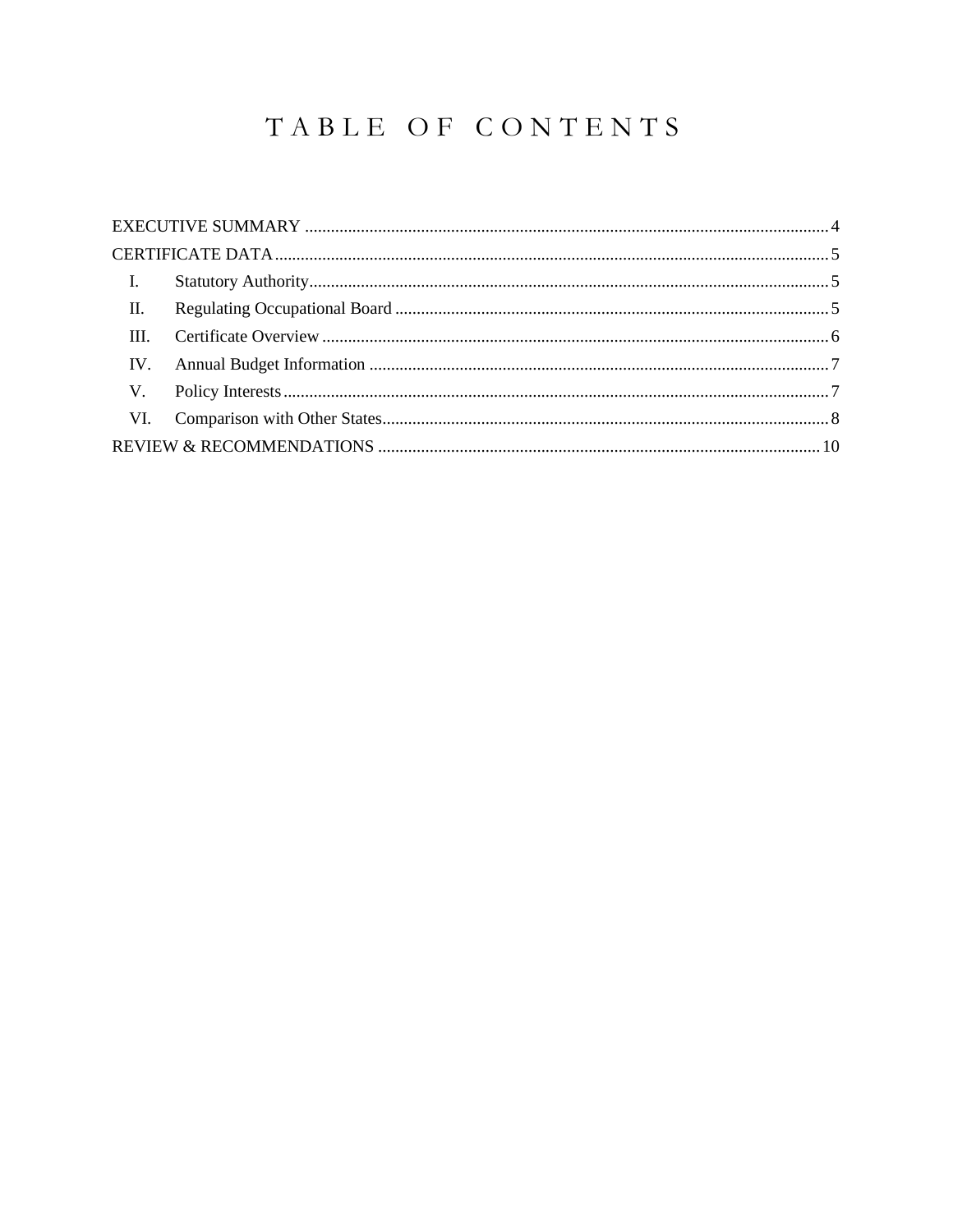# TABLE OF CONTENTS

EXECUTIVE SUMMARY .......... 4

CERTIFICATE DATA .......... 5

- I. Statutory Authority .......... 5
- II. Regulating Occupational Board .......... 5
- III. Certificate Overview .......... 6
- IV. Annual Budget Information .......... 7
- V. Policy Interests .......... 7
- VI. Comparison with Other States .......... 8

REVIEW & RECOMMENDATIONS .......... 10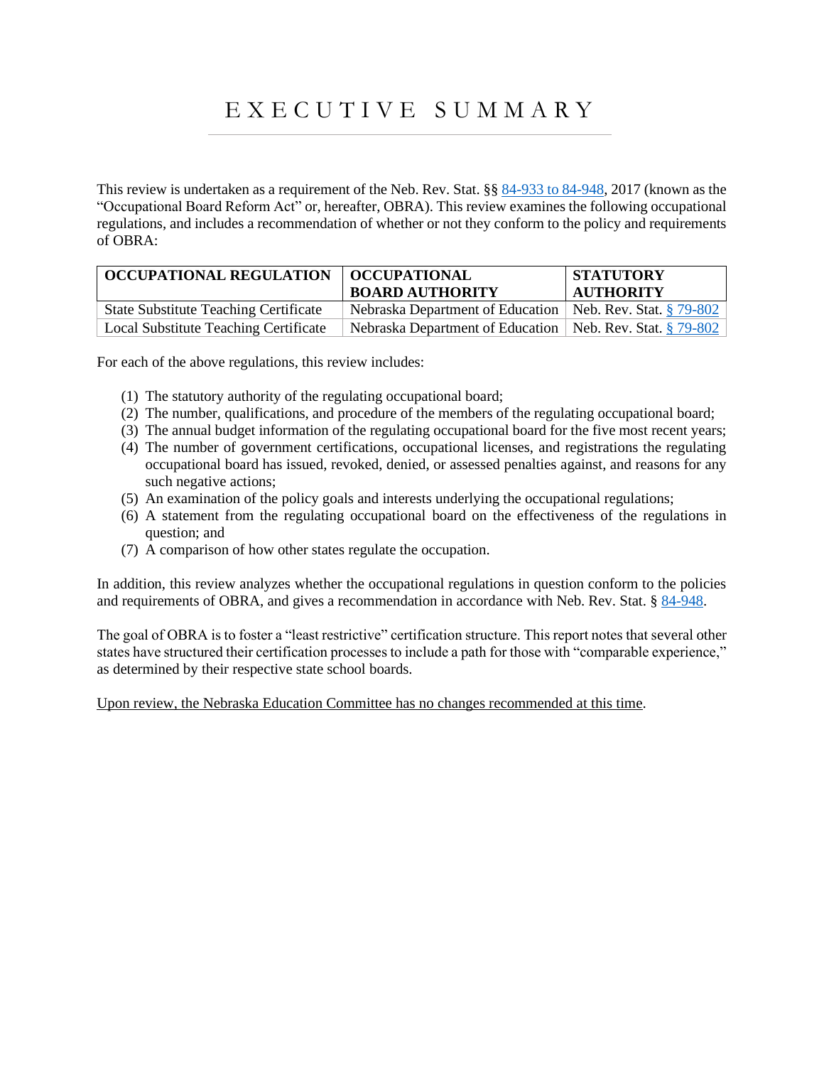# EXECUTIVE SUMMARY

This review is undertaken as a requirement of the Neb. Rev. Stat. §§ 84-933 to 84-948, 2017 (known as the "Occupational Board Reform Act" or, hereafter, OBRA). This review examines the following occupational regulations, and includes a recommendation of whether or not they conform to the policy and requirements of OBRA:

| OCCUPATIONAL REGULATION | OCCUPATIONAL BOARD AUTHORITY | STATUTORY AUTHORITY |
|---|---|---|
| State Substitute Teaching Certificate | Nebraska Department of Education | Neb. Rev. Stat. § 79-802 |
| Local Substitute Teaching Certificate | Nebraska Department of Education | Neb. Rev. Stat. § 79-802 |

For each of the above regulations, this review includes:

1. The statutory authority of the regulating occupational board;
2. The number, qualifications, and procedure of the members of the regulating occupational board;
3. The annual budget information of the regulating occupational board for the five most recent years;
4. The number of government certifications, occupational licenses, and registrations the regulating occupational board has issued, revoked, denied, or assessed penalties against, and reasons for any such negative actions;
5. An examination of the policy goals and interests underlying the occupational regulations;
6. A statement from the regulating occupational board on the effectiveness of the regulations in question; and
7. A comparison of how other states regulate the occupation.

In addition, this review analyzes whether the occupational regulations in question conform to the policies and requirements of OBRA, and gives a recommendation in accordance with Neb. Rev. Stat. § 84-948.

The goal of OBRA is to foster a "least restrictive" certification structure. This report notes that several other states have structured their certification processes to include a path for those with "comparable experience," as determined by their respective state school boards.

Upon review, the Nebraska Education Committee has no changes recommended at this time.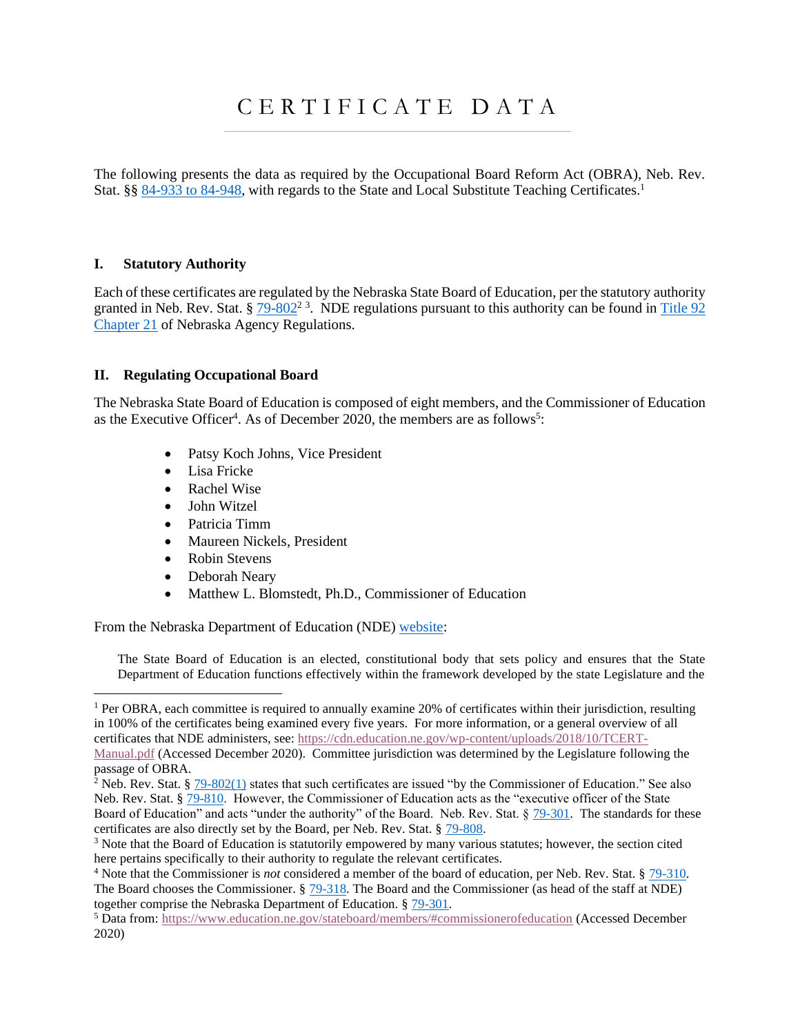# CERTIFICATE DATA

The following presents the data as required by the Occupational Board Reform Act (OBRA), Neb. Rev. Stat. §§ 84-933 to 84-948, with regards to the State and Local Substitute Teaching Certificates.[1]

## I. Statutory Authority

Each of these certificates are regulated by the Nebraska State Board of Education, per the statutory authority granted in Neb. Rev. Stat. § 79-802[2] [3]. NDE regulations pursuant to this authority can be found in Title 92 Chapter 21 of Nebraska Agency Regulations.

## II. Regulating Occupational Board

The Nebraska State Board of Education is composed of eight members, and the Commissioner of Education as the Executive Officer[4]. As of December 2020, the members are as follows[5]:

- Patsy Koch Johns, Vice President
- Lisa Fricke
- Rachel Wise
- John Witzel
- Patricia Timm
- Maureen Nickels, President
- Robin Stevens
- Deborah Neary
- Matthew L. Blomstedt, Ph.D., Commissioner of Education

From the Nebraska Department of Education (NDE) website:

> The State Board of Education is an elected, constitutional body that sets policy and ensures that the State Department of Education functions effectively within the framework developed by the state Legislature and the

---

[1] Per OBRA, each committee is required to annually examine 20% of certificates within their jurisdiction, resulting in 100% of the certificates being examined every five years. For more information, or a general overview of all certificates that NDE administers, see: https://cdn.education.ne.gov/wp-content/uploads/2018/10/TCERT-Manual.pdf (Accessed December 2020). Committee jurisdiction was determined by the Legislature following the passage of OBRA.

[2] Neb. Rev. Stat. § 79-802(1) states that such certificates are issued "by the Commissioner of Education." See also Neb. Rev. Stat. § 79-810. However, the Commissioner of Education acts as the "executive officer of the State Board of Education" and acts "under the authority" of the Board. Neb. Rev. Stat. § 79-301. The standards for these certificates are also directly set by the Board, per Neb. Rev. Stat. § 79-808.

[3] Note that the Board of Education is statutorily empowered by many various statutes; however, the section cited here pertains specifically to their authority to regulate the relevant certificates.

[4] Note that the Commissioner is *not* considered a member of the board of education, per Neb. Rev. Stat. § 79-310. The Board chooses the Commissioner. § 79-318. The Board and the Commissioner (as head of the staff at NDE) together comprise the Nebraska Department of Education. § 79-301.

[5] Data from: https://www.education.ne.gov/stateboard/members/#commissionerofeducation (Accessed December 2020)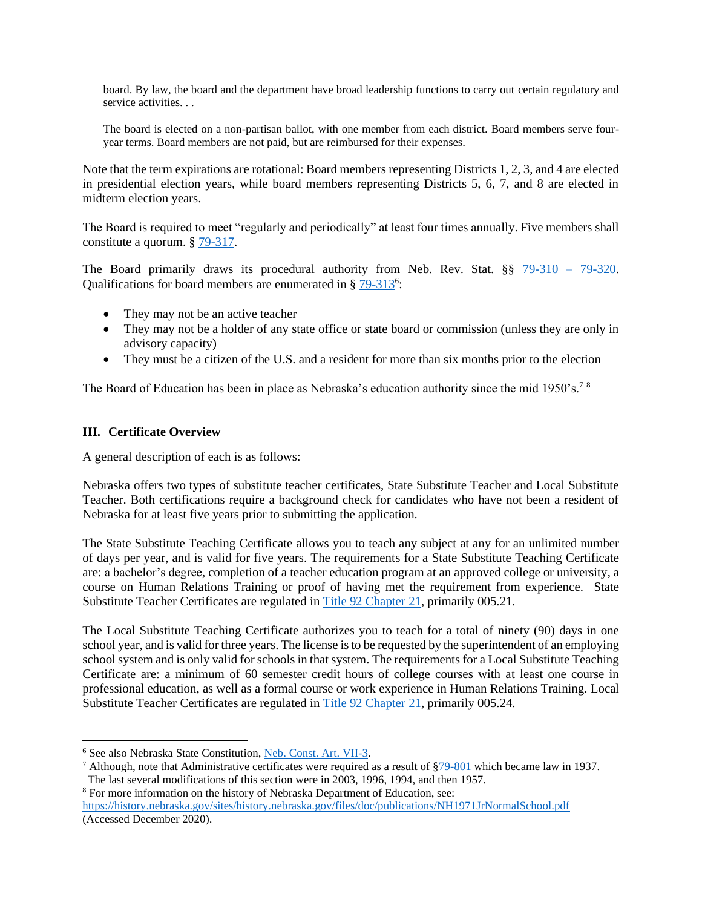> board. By law, the board and the department have broad leadership functions to carry out certain regulatory and service activities. . .
>
> The board is elected on a non-partisan ballot, with one member from each district. Board members serve four-year terms. Board members are not paid, but are reimbursed for their expenses.

Note that the term expirations are rotational: Board members representing Districts 1, 2, 3, and 4 are elected in presidential election years, while board members representing Districts 5, 6, 7, and 8 are elected in midterm election years.

The Board is required to meet "regularly and periodically" at least four times annually. Five members shall constitute a quorum. § 79-317.

The Board primarily draws its procedural authority from Neb. Rev. Stat. §§ 79-310 – 79-320. Qualifications for board members are enumerated in § 79-313[6]:

- They may not be an active teacher
- They may not be a holder of any state office or state board or commission (unless they are only in advisory capacity)
- They must be a citizen of the U.S. and a resident for more than six months prior to the election

The Board of Education has been in place as Nebraska's education authority since the mid 1950's.[7] [8]

## III. Certificate Overview

A general description of each is as follows:

Nebraska offers two types of substitute teacher certificates, State Substitute Teacher and Local Substitute Teacher. Both certifications require a background check for candidates who have not been a resident of Nebraska for at least five years prior to submitting the application.

The State Substitute Teaching Certificate allows you to teach any subject at any for an unlimited number of days per year, and is valid for five years. The requirements for a State Substitute Teaching Certificate are: a bachelor's degree, completion of a teacher education program at an approved college or university, a course on Human Relations Training or proof of having met the requirement from experience. State Substitute Teacher Certificates are regulated in Title 92 Chapter 21, primarily 005.21.

The Local Substitute Teaching Certificate authorizes you to teach for a total of ninety (90) days in one school year, and is valid for three years. The license is to be requested by the superintendent of an employing school system and is only valid for schools in that system. The requirements for a Local Substitute Teaching Certificate are: a minimum of 60 semester credit hours of college courses with at least one course in professional education, as well as a formal course or work experience in Human Relations Training. Local Substitute Teacher Certificates are regulated in Title 92 Chapter 21, primarily 005.24.

---

[6] See also Nebraska State Constitution, Neb. Const. Art. VII-3.

[7] Although, note that Administrative certificates were required as a result of §79-801 which became law in 1937. The last several modifications of this section were in 2003, 1996, 1994, and then 1957.

[8] For more information on the history of Nebraska Department of Education, see: https://history.nebraska.gov/sites/history.nebraska.gov/files/doc/publications/NH1971JrNormalSchool.pdf (Accessed December 2020).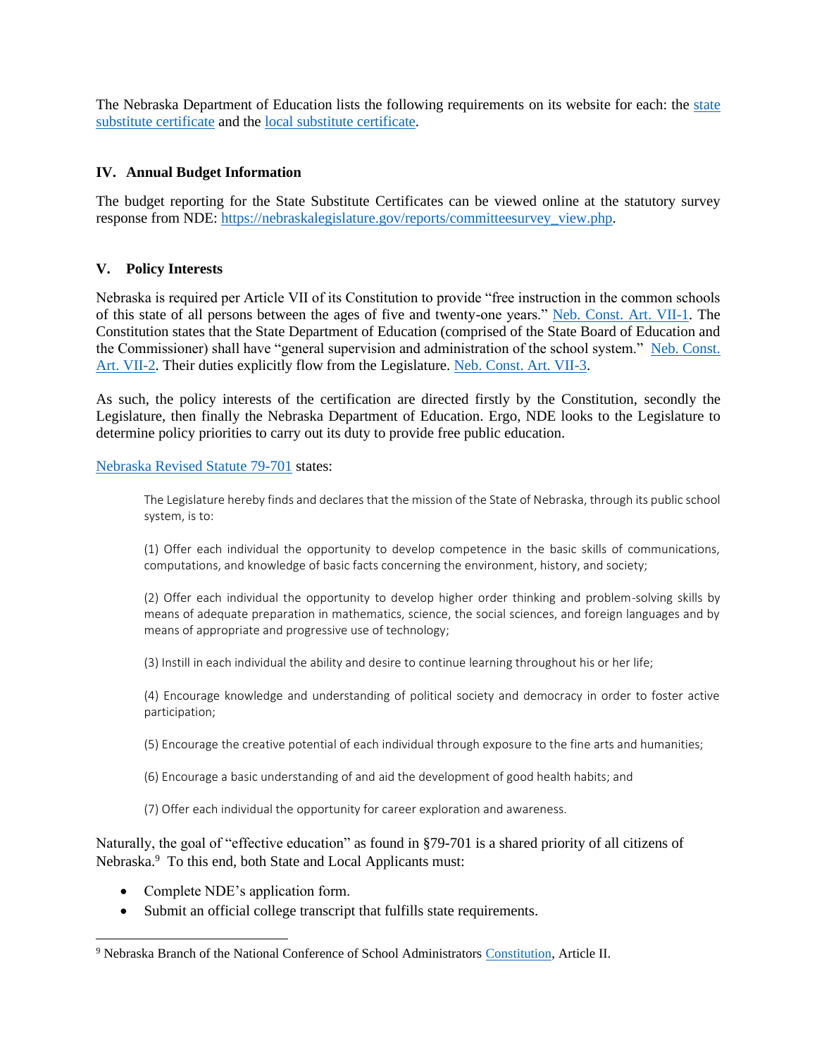The Nebraska Department of Education lists the following requirements on its website for each: the state substitute certificate and the local substitute certificate.

## IV. Annual Budget Information

The budget reporting for the State Substitute Certificates can be viewed online at the statutory survey response from NDE: https://nebraskalegislature.gov/reports/committeesurvey_view.php.

## V. Policy Interests

Nebraska is required per Article VII of its Constitution to provide "free instruction in the common schools of this state of all persons between the ages of five and twenty-one years." Neb. Const. Art. VII-1. The Constitution states that the State Department of Education (comprised of the State Board of Education and the Commissioner) shall have "general supervision and administration of the school system." Neb. Const. Art. VII-2. Their duties explicitly flow from the Legislature. Neb. Const. Art. VII-3.

As such, the policy interests of the certification are directed firstly by the Constitution, secondly the Legislature, then finally the Nebraska Department of Education. Ergo, NDE looks to the Legislature to determine policy priorities to carry out its duty to provide free public education.

Nebraska Revised Statute 79-701 states:

> The Legislature hereby finds and declares that the mission of the State of Nebraska, through its public school system, is to:
>
> (1) Offer each individual the opportunity to develop competence in the basic skills of communications, computations, and knowledge of basic facts concerning the environment, history, and society;
>
> (2) Offer each individual the opportunity to develop higher order thinking and problem-solving skills by means of adequate preparation in mathematics, science, the social sciences, and foreign languages and by means of appropriate and progressive use of technology;
>
> (3) Instill in each individual the ability and desire to continue learning throughout his or her life;
>
> (4) Encourage knowledge and understanding of political society and democracy in order to foster active participation;
>
> (5) Encourage the creative potential of each individual through exposure to the fine arts and humanities;
>
> (6) Encourage a basic understanding of and aid the development of good health habits; and
>
> (7) Offer each individual the opportunity for career exploration and awareness.

Naturally, the goal of "effective education" as found in §79-701 is a shared priority of all citizens of Nebraska.[9] To this end, both State and Local Applicants must:

- Complete NDE's application form.
- Submit an official college transcript that fulfills state requirements.

[9] Nebraska Branch of the National Conference of School Administrators Constitution, Article II.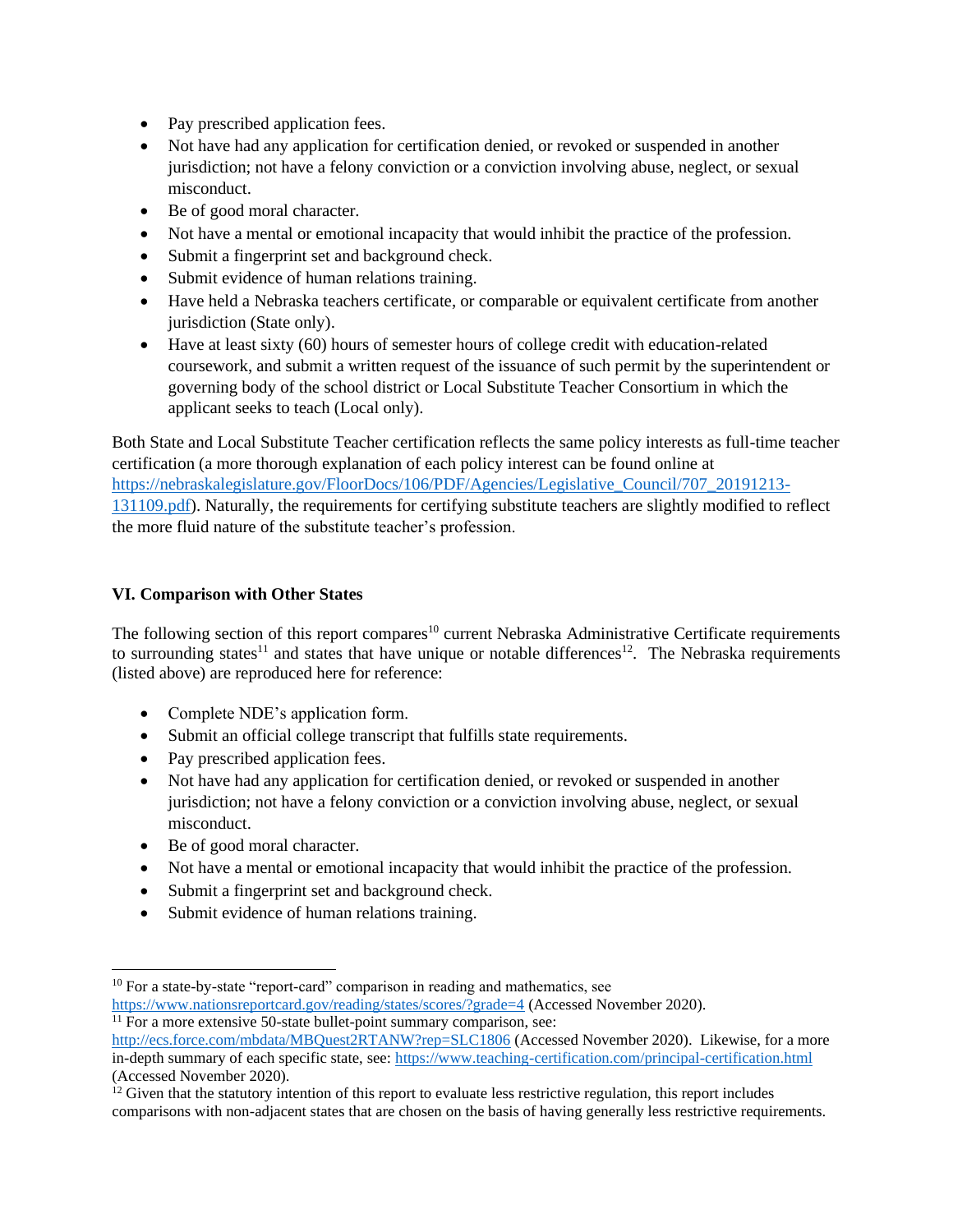- Pay prescribed application fees.
- Not have had any application for certification denied, or revoked or suspended in another jurisdiction; not have a felony conviction or a conviction involving abuse, neglect, or sexual misconduct.
- Be of good moral character.
- Not have a mental or emotional incapacity that would inhibit the practice of the profession.
- Submit a fingerprint set and background check.
- Submit evidence of human relations training.
- Have held a Nebraska teachers certificate, or comparable or equivalent certificate from another jurisdiction (State only).
- Have at least sixty (60) hours of semester hours of college credit with education-related coursework, and submit a written request of the issuance of such permit by the superintendent or governing body of the school district or Local Substitute Teacher Consortium in which the applicant seeks to teach (Local only).

Both State and Local Substitute Teacher certification reflects the same policy interests as full-time teacher certification (a more thorough explanation of each policy interest can be found online at https://nebraskalegislature.gov/FloorDocs/106/PDF/Agencies/Legislative_Council/707_20191213-131109.pdf). Naturally, the requirements for certifying substitute teachers are slightly modified to reflect the more fluid nature of the substitute teacher's profession.

## VI. Comparison with Other States

The following section of this report compares[10] current Nebraska Administrative Certificate requirements to surrounding states[11] and states that have unique or notable differences[12]. The Nebraska requirements (listed above) are reproduced here for reference:

- Complete NDE's application form.
- Submit an official college transcript that fulfills state requirements.
- Pay prescribed application fees.
- Not have had any application for certification denied, or revoked or suspended in another jurisdiction; not have a felony conviction or a conviction involving abuse, neglect, or sexual misconduct.
- Be of good moral character.
- Not have a mental or emotional incapacity that would inhibit the practice of the profession.
- Submit a fingerprint set and background check.
- Submit evidence of human relations training.

---

[10] For a state-by-state "report-card" comparison in reading and mathematics, see https://www.nationsreportcard.gov/reading/states/scores/?grade=4 (Accessed November 2020).

[11] For a more extensive 50-state bullet-point summary comparison, see: http://ecs.force.com/mbdata/MBQuest2RTANW?rep=SLC1806 (Accessed November 2020). Likewise, for a more in-depth summary of each specific state, see: https://www.teaching-certification.com/principal-certification.html (Accessed November 2020).

[12] Given that the statutory intention of this report to evaluate less restrictive regulation, this report includes comparisons with non-adjacent states that are chosen on the basis of having generally less restrictive requirements.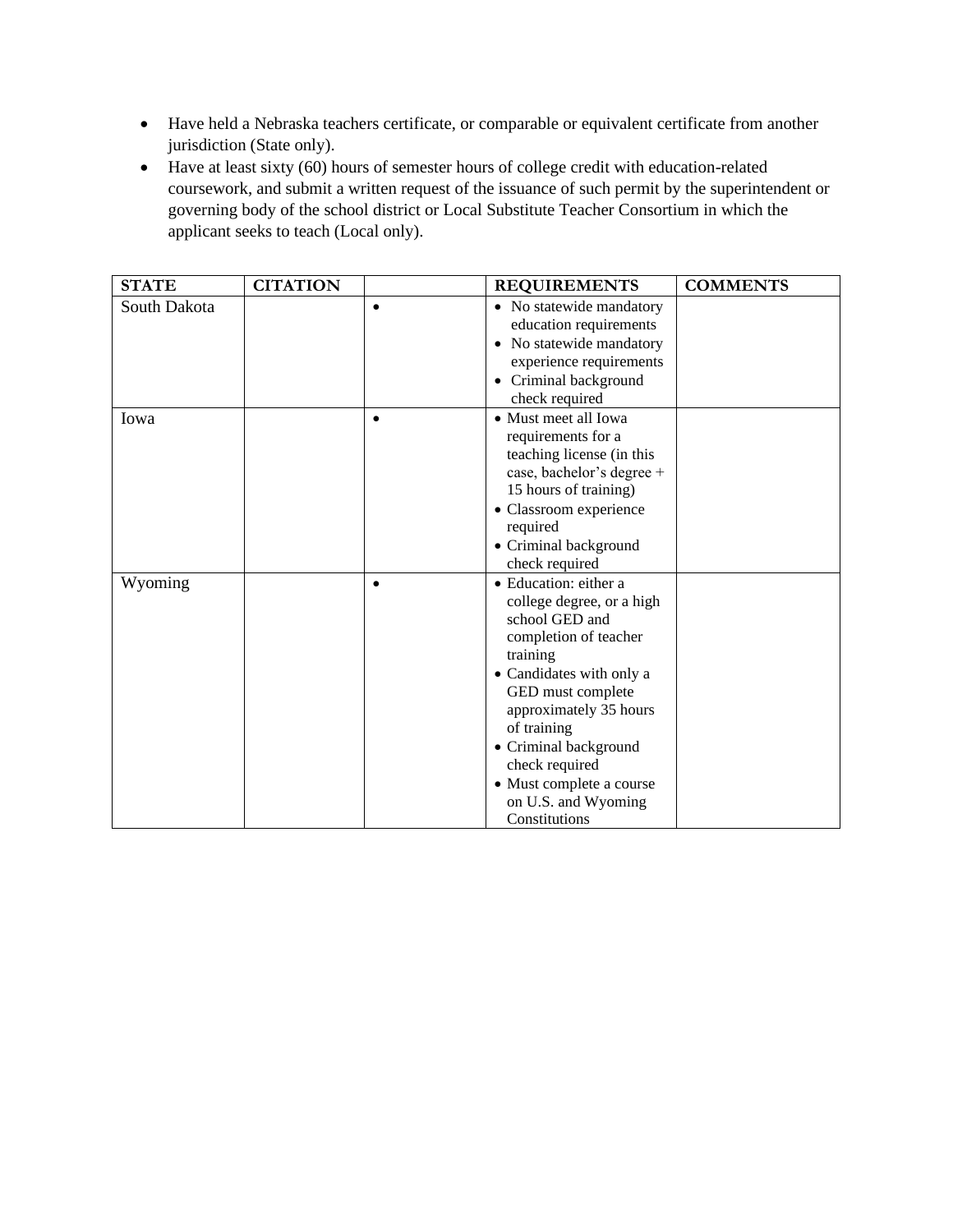- Have held a Nebraska teachers certificate, or comparable or equivalent certificate from another jurisdiction (State only).
- Have at least sixty (60) hours of semester hours of college credit with education-related coursework, and submit a written request of the issuance of such permit by the superintendent or governing body of the school district or Local Substitute Teacher Consortium in which the applicant seeks to teach (Local only).

| STATE | CITATION | | REQUIREMENTS | COMMENTS |
|---|---|---|---|---|
| South Dakota | | • | • No statewide mandatory education requirements<br>• No statewide mandatory experience requirements<br>• Criminal background check required | |
| Iowa | | • | • Must meet all Iowa requirements for a teaching license (in this case, bachelor's degree + 15 hours of training)<br>• Classroom experience required<br>• Criminal background check required | |
| Wyoming | | • | • Education: either a college degree, or a high school GED and completion of teacher training<br>• Candidates with only a GED must complete approximately 35 hours of training<br>• Criminal background check required<br>• Must complete a course on U.S. and Wyoming Constitutions | |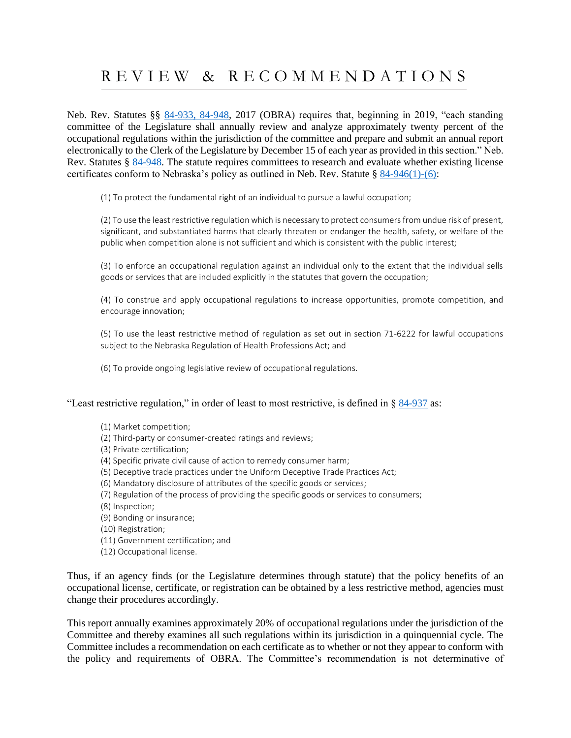# REVIEW & RECOMMENDATIONS

Neb. Rev. Statutes §§ 84-933, 84-948, 2017 (OBRA) requires that, beginning in 2019, "each standing committee of the Legislature shall annually review and analyze approximately twenty percent of the occupational regulations within the jurisdiction of the committee and prepare and submit an annual report electronically to the Clerk of the Legislature by December 15 of each year as provided in this section." Neb. Rev. Statutes § 84-948. The statute requires committees to research and evaluate whether existing license certificates conform to Nebraska's policy as outlined in Neb. Rev. Statute § 84-946(1)-(6):

> (1) To protect the fundamental right of an individual to pursue a lawful occupation;
>
> (2) To use the least restrictive regulation which is necessary to protect consumers from undue risk of present, significant, and substantiated harms that clearly threaten or endanger the health, safety, or welfare of the public when competition alone is not sufficient and which is consistent with the public interest;
>
> (3) To enforce an occupational regulation against an individual only to the extent that the individual sells goods or services that are included explicitly in the statutes that govern the occupation;
>
> (4) To construe and apply occupational regulations to increase opportunities, promote competition, and encourage innovation;
>
> (5) To use the least restrictive method of regulation as set out in section 71-6222 for lawful occupations subject to the Nebraska Regulation of Health Professions Act; and
>
> (6) To provide ongoing legislative review of occupational regulations.

"Least restrictive regulation," in order of least to most restrictive, is defined in § 84-937 as:

> (1) Market competition;
> (2) Third-party or consumer-created ratings and reviews;
> (3) Private certification;
> (4) Specific private civil cause of action to remedy consumer harm;
> (5) Deceptive trade practices under the Uniform Deceptive Trade Practices Act;
> (6) Mandatory disclosure of attributes of the specific goods or services;
> (7) Regulation of the process of providing the specific goods or services to consumers;
> (8) Inspection;
> (9) Bonding or insurance;
> (10) Registration;
> (11) Government certification; and
> (12) Occupational license.

Thus, if an agency finds (or the Legislature determines through statute) that the policy benefits of an occupational license, certificate, or registration can be obtained by a less restrictive method, agencies must change their procedures accordingly.

This report annually examines approximately 20% of occupational regulations under the jurisdiction of the Committee and thereby examines all such regulations within its jurisdiction in a quinquennial cycle. The Committee includes a recommendation on each certificate as to whether or not they appear to conform with the policy and requirements of OBRA. The Committee's recommendation is not determinative of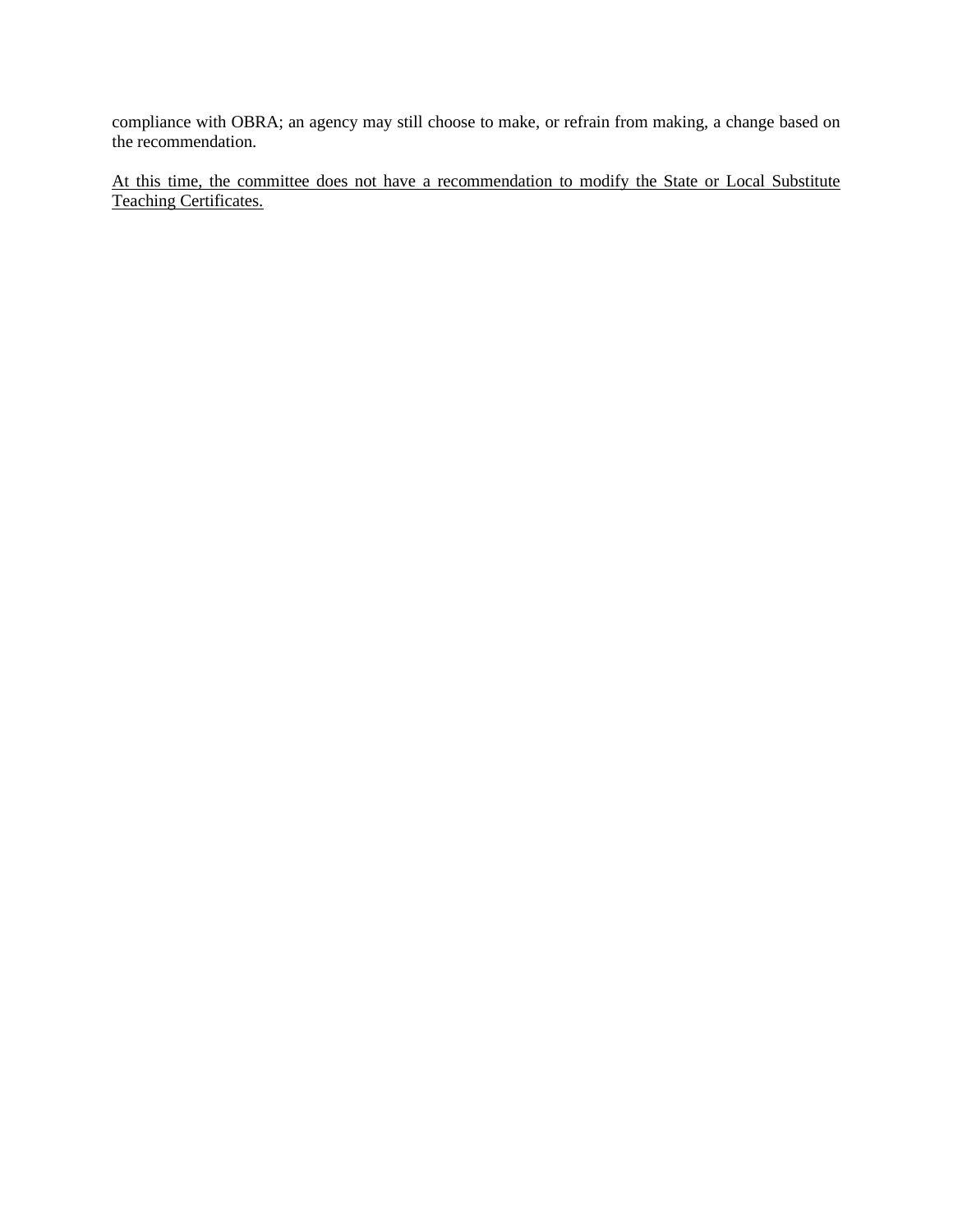compliance with OBRA; an agency may still choose to make, or refrain from making, a change based on the recommendation.

<u>At this time, the committee does not have a recommendation to modify the State or Local Substitute Teaching Certificates.</u>